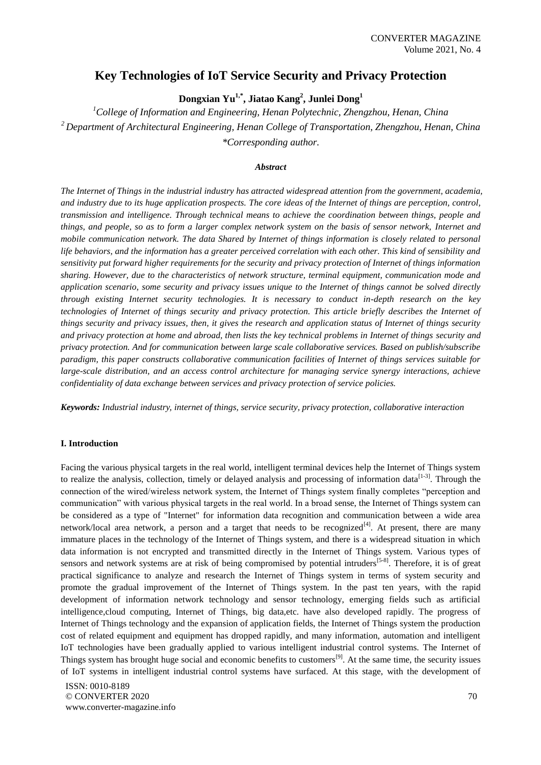# Key Technologies of IoT Service Security and Privacy Protection

**Dongxian Yu[1,*], Jiatao Kang[2], Junlei Dong[1]**

*[1]College of Information and Engineering, Henan Polytechnic, Zhengzhou, Henan, China*

*[2] Department of Architectural Engineering, Henan College of Transportation, Zhengzhou, Henan, China*

*\*Corresponding author.*

***Abstract***

*The Internet of Things in the industrial industry has attracted widespread attention from the government, academia, and industry due to its huge application prospects. The core ideas of the Internet of things are perception, control, transmission and intelligence. Through technical means to achieve the coordination between things, people and things, and people, so as to form a larger complex network system on the basis of sensor network, Internet and mobile communication network. The data Shared by Internet of things information is closely related to personal life behaviors, and the information has a greater perceived correlation with each other. This kind of sensibility and sensitivity put forward higher requirements for the security and privacy protection of Internet of things information sharing. However, due to the characteristics of network structure, terminal equipment, communication mode and application scenario, some security and privacy issues unique to the Internet of things cannot be solved directly through existing Internet security technologies. It is necessary to conduct in-depth research on the key technologies of Internet of things security and privacy protection. This article briefly describes the Internet of things security and privacy issues, then, it gives the research and application status of Internet of things security and privacy protection at home and abroad, then lists the key technical problems in Internet of things security and privacy protection. And for communication between large scale collaborative services. Based on publish/subscribe paradigm, this paper constructs collaborative communication facilities of Internet of things services suitable for large-scale distribution, and an access control architecture for managing service synergy interactions, achieve confidentiality of data exchange between services and privacy protection of service policies.*

***Keywords:*** *Industrial industry, internet of things, service security, privacy protection, collaborative interaction*

## I. Introduction

Facing the various physical targets in the real world, intelligent terminal devices help the Internet of Things system to realize the analysis, collection, timely or delayed analysis and processing of information data[1-3]. Through the connection of the wired/wireless network system, the Internet of Things system finally completes "perception and communication" with various physical targets in the real world. In a broad sense, the Internet of Things system can be considered as a type of "Internet" for information data recognition and communication between a wide area network/local area network, a person and a target that needs to be recognized[4]. At present, there are many immature places in the technology of the Internet of Things system, and there is a widespread situation in which data information is not encrypted and transmitted directly in the Internet of Things system. Various types of sensors and network systems are at risk of being compromised by potential intruders[5-8]. Therefore, it is of great practical significance to analyze and research the Internet of Things system in terms of system security and promote the gradual improvement of the Internet of Things system. In the past ten years, with the rapid development of information network technology and sensor technology, emerging fields such as artificial intelligence,cloud computing, Internet of Things, big data,etc. have also developed rapidly. The progress of Internet of Things technology and the expansion of application fields, the Internet of Things system the production cost of related equipment and equipment has dropped rapidly, and many information, automation and intelligent IoT technologies have been gradually applied to various intelligent industrial control systems. The Internet of Things system has brought huge social and economic benefits to customers[9]. At the same time, the security issues of IoT systems in intelligent industrial control systems have surfaced. At this stage, with the development of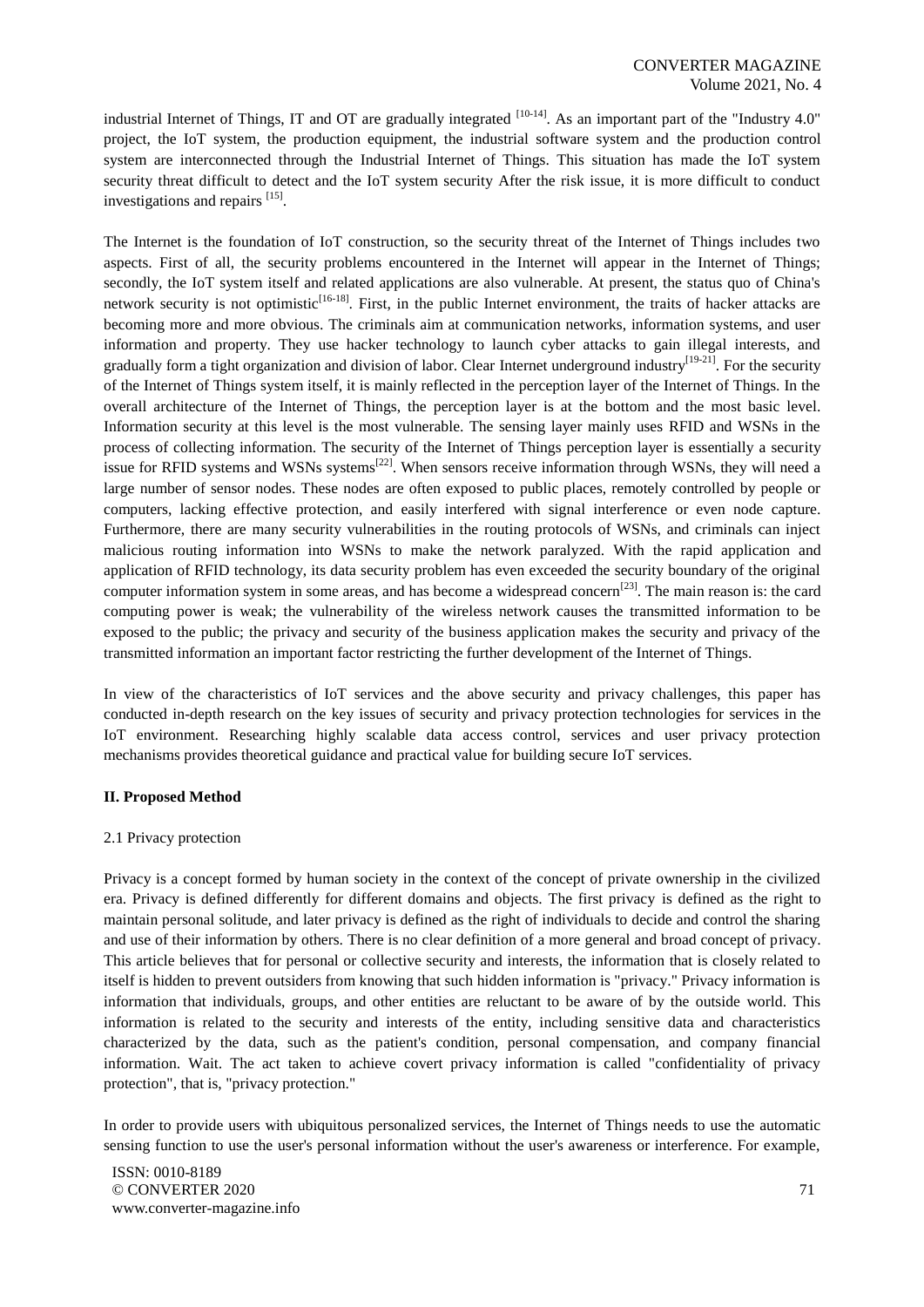industrial Internet of Things, IT and OT are gradually integrated [10-14]. As an important part of the "Industry 4.0" project, the IoT system, the production equipment, the industrial software system and the production control system are interconnected through the Industrial Internet of Things. This situation has made the IoT system security threat difficult to detect and the IoT system security After the risk issue, it is more difficult to conduct investigations and repairs [15].

The Internet is the foundation of IoT construction, so the security threat of the Internet of Things includes two aspects. First of all, the security problems encountered in the Internet will appear in the Internet of Things; secondly, the IoT system itself and related applications are also vulnerable. At present, the status quo of China's network security is not optimistic[16-18]. First, in the public Internet environment, the traits of hacker attacks are becoming more and more obvious. The criminals aim at communication networks, information systems, and user information and property. They use hacker technology to launch cyber attacks to gain illegal interests, and gradually form a tight organization and division of labor. Clear Internet underground industry[19-21]. For the security of the Internet of Things system itself, it is mainly reflected in the perception layer of the Internet of Things. In the overall architecture of the Internet of Things, the perception layer is at the bottom and the most basic level. Information security at this level is the most vulnerable. The sensing layer mainly uses RFID and WSNs in the process of collecting information. The security of the Internet of Things perception layer is essentially a security issue for RFID systems and WSNs systems[22]. When sensors receive information through WSNs, they will need a large number of sensor nodes. These nodes are often exposed to public places, remotely controlled by people or computers, lacking effective protection, and easily interfered with signal interference or even node capture. Furthermore, there are many security vulnerabilities in the routing protocols of WSNs, and criminals can inject malicious routing information into WSNs to make the network paralyzed. With the rapid application and application of RFID technology, its data security problem has even exceeded the security boundary of the original computer information system in some areas, and has become a widespread concern[23]. The main reason is: the card computing power is weak; the vulnerability of the wireless network causes the transmitted information to be exposed to the public; the privacy and security of the business application makes the security and privacy of the transmitted information an important factor restricting the further development of the Internet of Things.

In view of the characteristics of IoT services and the above security and privacy challenges, this paper has conducted in-depth research on the key issues of security and privacy protection technologies for services in the IoT environment. Researching highly scalable data access control, services and user privacy protection mechanisms provides theoretical guidance and practical value for building secure IoT services.

## II. Proposed Method

### 2.1 Privacy protection

Privacy is a concept formed by human society in the context of the concept of private ownership in the civilized era. Privacy is defined differently for different domains and objects. The first privacy is defined as the right to maintain personal solitude, and later privacy is defined as the right of individuals to decide and control the sharing and use of their information by others. There is no clear definition of a more general and broad concept of privacy. This article believes that for personal or collective security and interests, the information that is closely related to itself is hidden to prevent outsiders from knowing that such hidden information is "privacy." Privacy information is information that individuals, groups, and other entities are reluctant to be aware of by the outside world. This information is related to the security and interests of the entity, including sensitive data and characteristics characterized by the data, such as the patient's condition, personal compensation, and company financial information. Wait. The act taken to achieve covert privacy information is called "confidentiality of privacy protection", that is, "privacy protection."

In order to provide users with ubiquitous personalized services, the Internet of Things needs to use the automatic sensing function to use the user's personal information without the user's awareness or interference. For example,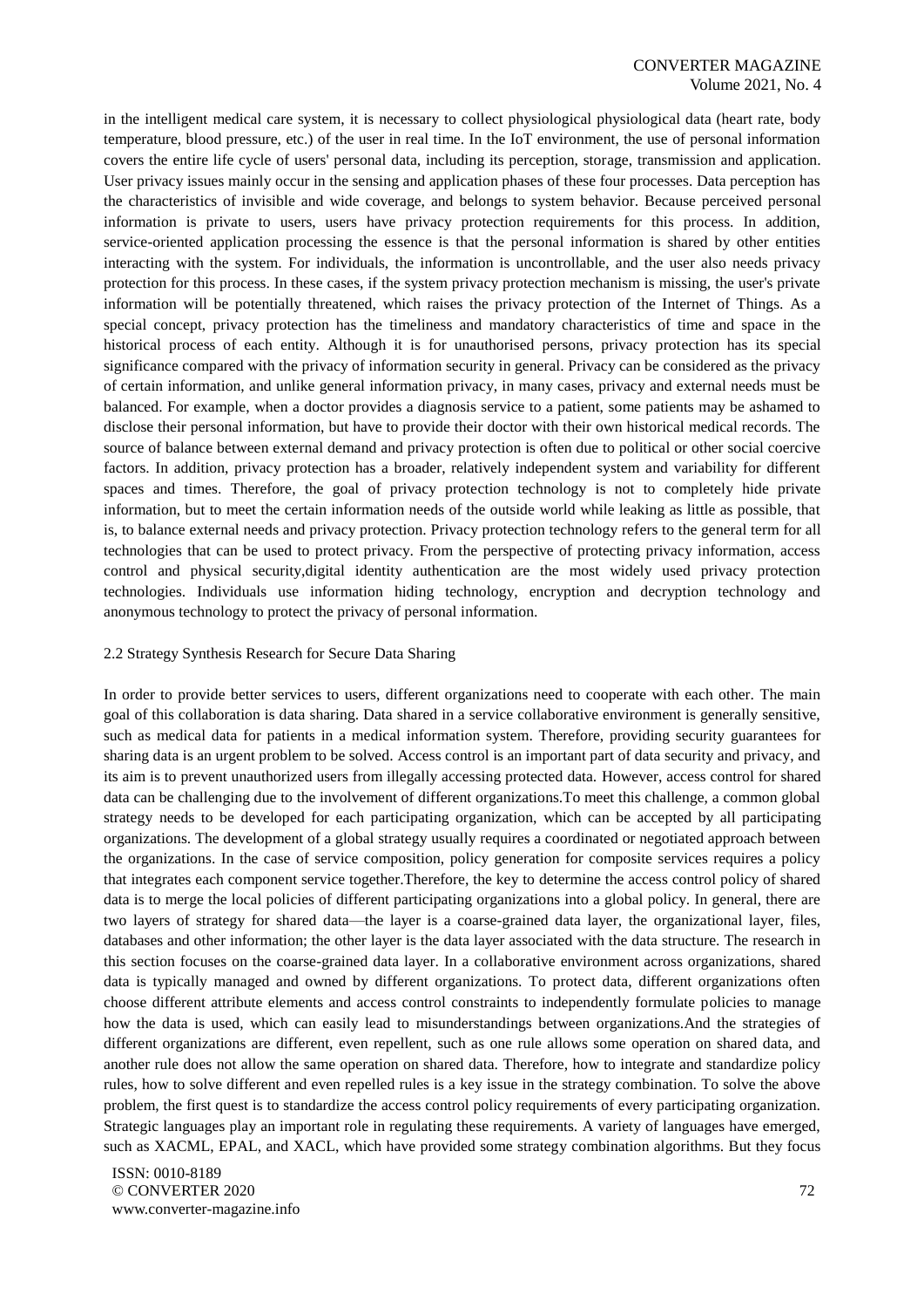in the intelligent medical care system, it is necessary to collect physiological physiological data (heart rate, body temperature, blood pressure, etc.) of the user in real time. In the IoT environment, the use of personal information covers the entire life cycle of users' personal data, including its perception, storage, transmission and application. User privacy issues mainly occur in the sensing and application phases of these four processes. Data perception has the characteristics of invisible and wide coverage, and belongs to system behavior. Because perceived personal information is private to users, users have privacy protection requirements for this process. In addition, service-oriented application processing the essence is that the personal information is shared by other entities interacting with the system. For individuals, the information is uncontrollable, and the user also needs privacy protection for this process. In these cases, if the system privacy protection mechanism is missing, the user's private information will be potentially threatened, which raises the privacy protection of the Internet of Things. As a special concept, privacy protection has the timeliness and mandatory characteristics of time and space in the historical process of each entity. Although it is for unauthorised persons, privacy protection has its special significance compared with the privacy of information security in general. Privacy can be considered as the privacy of certain information, and unlike general information privacy, in many cases, privacy and external needs must be balanced. For example, when a doctor provides a diagnosis service to a patient, some patients may be ashamed to disclose their personal information, but have to provide their doctor with their own historical medical records. The source of balance between external demand and privacy protection is often due to political or other social coercive factors. In addition, privacy protection has a broader, relatively independent system and variability for different spaces and times. Therefore, the goal of privacy protection technology is not to completely hide private information, but to meet the certain information needs of the outside world while leaking as little as possible, that is, to balance external needs and privacy protection. Privacy protection technology refers to the general term for all technologies that can be used to protect privacy. From the perspective of protecting privacy information, access control and physical security,digital identity authentication are the most widely used privacy protection technologies. Individuals use information hiding technology, encryption and decryption technology and anonymous technology to protect the privacy of personal information.

### 2.2 Strategy Synthesis Research for Secure Data Sharing

In order to provide better services to users, different organizations need to cooperate with each other. The main goal of this collaboration is data sharing. Data shared in a service collaborative environment is generally sensitive, such as medical data for patients in a medical information system. Therefore, providing security guarantees for sharing data is an urgent problem to be solved. Access control is an important part of data security and privacy, and its aim is to prevent unauthorized users from illegally accessing protected data. However, access control for shared data can be challenging due to the involvement of different organizations.To meet this challenge, a common global strategy needs to be developed for each participating organization, which can be accepted by all participating organizations. The development of a global strategy usually requires a coordinated or negotiated approach between the organizations. In the case of service composition, policy generation for composite services requires a policy that integrates each component service together.Therefore, the key to determine the access control policy of shared data is to merge the local policies of different participating organizations into a global policy. In general, there are two layers of strategy for shared data—the layer is a coarse-grained data layer, the organizational layer, files, databases and other information; the other layer is the data layer associated with the data structure. The research in this section focuses on the coarse-grained data layer. In a collaborative environment across organizations, shared data is typically managed and owned by different organizations. To protect data, different organizations often choose different attribute elements and access control constraints to independently formulate policies to manage how the data is used, which can easily lead to misunderstandings between organizations.And the strategies of different organizations are different, even repellent, such as one rule allows some operation on shared data, and another rule does not allow the same operation on shared data. Therefore, how to integrate and standardize policy rules, how to solve different and even repelled rules is a key issue in the strategy combination. To solve the above problem, the first quest is to standardize the access control policy requirements of every participating organization. Strategic languages play an important role in regulating these requirements. A variety of languages have emerged, such as XACML, EPAL, and XACL, which have provided some strategy combination algorithms. But they focus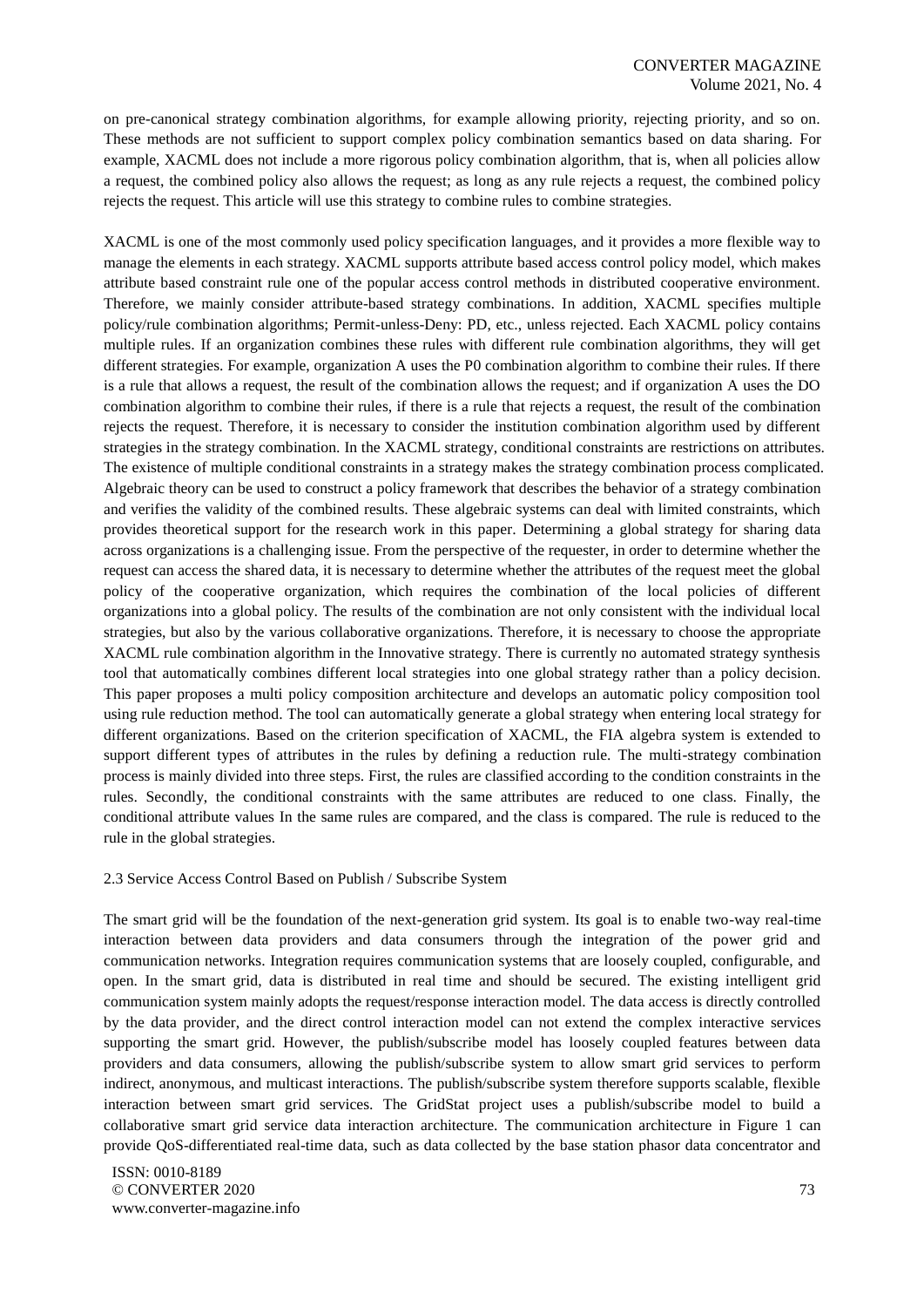on pre-canonical strategy combination algorithms, for example allowing priority, rejecting priority, and so on. These methods are not sufficient to support complex policy combination semantics based on data sharing. For example, XACML does not include a more rigorous policy combination algorithm, that is, when all policies allow a request, the combined policy also allows the request; as long as any rule rejects a request, the combined policy rejects the request. This article will use this strategy to combine rules to combine strategies.

XACML is one of the most commonly used policy specification languages, and it provides a more flexible way to manage the elements in each strategy. XACML supports attribute based access control policy model, which makes attribute based constraint rule one of the popular access control methods in distributed cooperative environment. Therefore, we mainly consider attribute-based strategy combinations. In addition, XACML specifies multiple policy/rule combination algorithms; Permit-unless-Deny: PD, etc., unless rejected. Each XACML policy contains multiple rules. If an organization combines these rules with different rule combination algorithms, they will get different strategies. For example, organization A uses the P0 combination algorithm to combine their rules. If there is a rule that allows a request, the result of the combination allows the request; and if organization A uses the DO combination algorithm to combine their rules, if there is a rule that rejects a request, the result of the combination rejects the request. Therefore, it is necessary to consider the institution combination algorithm used by different strategies in the strategy combination. In the XACML strategy, conditional constraints are restrictions on attributes. The existence of multiple conditional constraints in a strategy makes the strategy combination process complicated. Algebraic theory can be used to construct a policy framework that describes the behavior of a strategy combination and verifies the validity of the combined results. These algebraic systems can deal with limited constraints, which provides theoretical support for the research work in this paper. Determining a global strategy for sharing data across organizations is a challenging issue. From the perspective of the requester, in order to determine whether the request can access the shared data, it is necessary to determine whether the attributes of the request meet the global policy of the cooperative organization, which requires the combination of the local policies of different organizations into a global policy. The results of the combination are not only consistent with the individual local strategies, but also by the various collaborative organizations. Therefore, it is necessary to choose the appropriate XACML rule combination algorithm in the Innovative strategy. There is currently no automated strategy synthesis tool that automatically combines different local strategies into one global strategy rather than a policy decision. This paper proposes a multi policy composition architecture and develops an automatic policy composition tool using rule reduction method. The tool can automatically generate a global strategy when entering local strategy for different organizations. Based on the criterion specification of XACML, the FIA algebra system is extended to support different types of attributes in the rules by defining a reduction rule. The multi-strategy combination process is mainly divided into three steps. First, the rules are classified according to the condition constraints in the rules. Secondly, the conditional constraints with the same attributes are reduced to one class. Finally, the conditional attribute values In the same rules are compared, and the class is compared. The rule is reduced to the rule in the global strategies.

### 2.3 Service Access Control Based on Publish / Subscribe System

The smart grid will be the foundation of the next-generation grid system. Its goal is to enable two-way real-time interaction between data providers and data consumers through the integration of the power grid and communication networks. Integration requires communication systems that are loosely coupled, configurable, and open. In the smart grid, data is distributed in real time and should be secured. The existing intelligent grid communication system mainly adopts the request/response interaction model. The data access is directly controlled by the data provider, and the direct control interaction model can not extend the complex interactive services supporting the smart grid. However, the publish/subscribe model has loosely coupled features between data providers and data consumers, allowing the publish/subscribe system to allow smart grid services to perform indirect, anonymous, and multicast interactions. The publish/subscribe system therefore supports scalable, flexible interaction between smart grid services. The GridStat project uses a publish/subscribe model to build a collaborative smart grid service data interaction architecture. The communication architecture in Figure 1 can provide QoS-differentiated real-time data, such as data collected by the base station phasor data concentrator and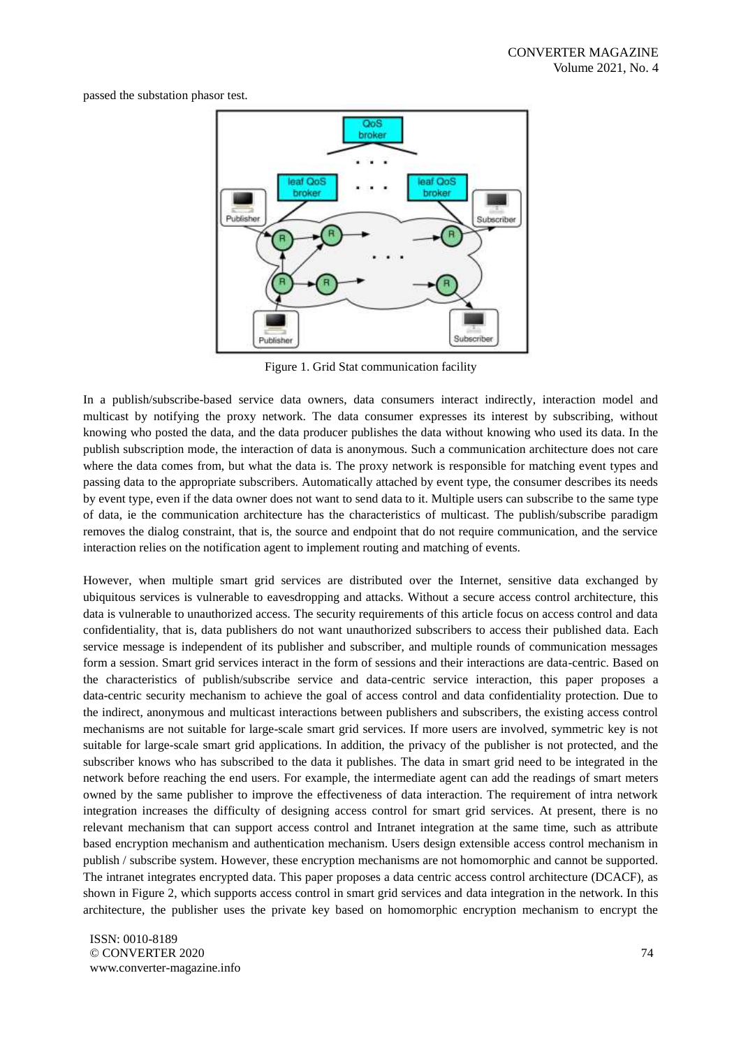passed the substation phasor test.

Figure 1. Grid Stat communication facility

In a publish/subscribe-based service data owners, data consumers interact indirectly, interaction model and multicast by notifying the proxy network. The data consumer expresses its interest by subscribing, without knowing who posted the data, and the data producer publishes the data without knowing who used its data. In the publish subscription mode, the interaction of data is anonymous. Such a communication architecture does not care where the data comes from, but what the data is. The proxy network is responsible for matching event types and passing data to the appropriate subscribers. Automatically attached by event type, the consumer describes its needs by event type, even if the data owner does not want to send data to it. Multiple users can subscribe to the same type of data, ie the communication architecture has the characteristics of multicast. The publish/subscribe paradigm removes the dialog constraint, that is, the source and endpoint that do not require communication, and the service interaction relies on the notification agent to implement routing and matching of events.

However, when multiple smart grid services are distributed over the Internet, sensitive data exchanged by ubiquitous services is vulnerable to eavesdropping and attacks. Without a secure access control architecture, this data is vulnerable to unauthorized access. The security requirements of this article focus on access control and data confidentiality, that is, data publishers do not want unauthorized subscribers to access their published data. Each service message is independent of its publisher and subscriber, and multiple rounds of communication messages form a session. Smart grid services interact in the form of sessions and their interactions are data-centric. Based on the characteristics of publish/subscribe service and data-centric service interaction, this paper proposes a data-centric security mechanism to achieve the goal of access control and data confidentiality protection. Due to the indirect, anonymous and multicast interactions between publishers and subscribers, the existing access control mechanisms are not suitable for large-scale smart grid services. If more users are involved, symmetric key is not suitable for large-scale smart grid applications. In addition, the privacy of the publisher is not protected, and the subscriber knows who has subscribed to the data it publishes. The data in smart grid need to be integrated in the network before reaching the end users. For example, the intermediate agent can add the readings of smart meters owned by the same publisher to improve the effectiveness of data interaction. The requirement of intra network integration increases the difficulty of designing access control for smart grid services. At present, there is no relevant mechanism that can support access control and Intranet integration at the same time, such as attribute based encryption mechanism and authentication mechanism. Users design extensible access control mechanism in publish / subscribe system. However, these encryption mechanisms are not homomorphic and cannot be supported. The intranet integrates encrypted data. This paper proposes a data centric access control architecture (DCACF), as shown in Figure 2, which supports access control in smart grid services and data integration in the network. In this architecture, the publisher uses the private key based on homomorphic encryption mechanism to encrypt the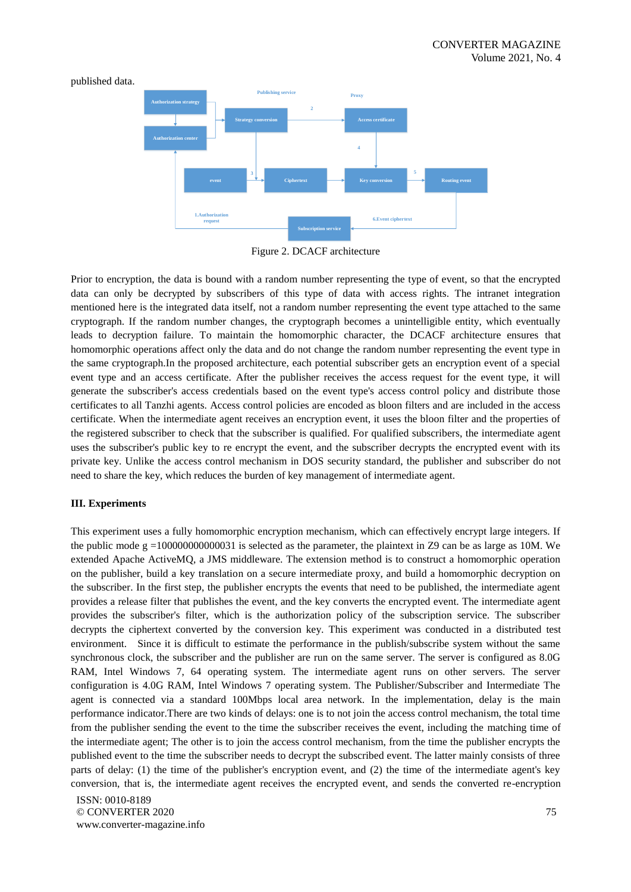published data.

Figure 2. DCACF architecture

Prior to encryption, the data is bound with a random number representing the type of event, so that the encrypted data can only be decrypted by subscribers of this type of data with access rights. The intranet integration mentioned here is the integrated data itself, not a random number representing the event type attached to the same cryptograph. If the random number changes, the cryptograph becomes a unintelligible entity, which eventually leads to decryption failure. To maintain the homomorphic character, the DCACF architecture ensures that homomorphic operations affect only the data and do not change the random number representing the event type in the same cryptograph.In the proposed architecture, each potential subscriber gets an encryption event of a special event type and an access certificate. After the publisher receives the access request for the event type, it will generate the subscriber's access credentials based on the event type's access control policy and distribute those certificates to all Tanzhi agents. Access control policies are encoded as bloon filters and are included in the access certificate. When the intermediate agent receives an encryption event, it uses the bloon filter and the properties of the registered subscriber to check that the subscriber is qualified. For qualified subscribers, the intermediate agent uses the subscriber's public key to re encrypt the event, and the subscriber decrypts the encrypted event with its private key. Unlike the access control mechanism in DOS security standard, the publisher and subscriber do not need to share the key, which reduces the burden of key management of intermediate agent.

### III. Experiments

This experiment uses a fully homomorphic encryption mechanism, which can effectively encrypt large integers. If the public mode g =100000000000031 is selected as the parameter, the plaintext in Z9 can be as large as 10M. We extended Apache ActiveMQ, a JMS middleware. The extension method is to construct a homomorphic operation on the publisher, build a key translation on a secure intermediate proxy, and build a homomorphic decryption on the subscriber. In the first step, the publisher encrypts the events that need to be published, the intermediate agent provides a release filter that publishes the event, and the key converts the encrypted event. The intermediate agent provides the subscriber's filter, which is the authorization policy of the subscription service. The subscriber decrypts the ciphertext converted by the conversion key. This experiment was conducted in a distributed test environment. Since it is difficult to estimate the performance in the publish/subscribe system without the same synchronous clock, the subscriber and the publisher are run on the same server. The server is configured as 8.0G RAM, Intel Windows 7, 64 operating system. The intermediate agent runs on other servers. The server configuration is 4.0G RAM, Intel Windows 7 operating system. The Publisher/Subscriber and Intermediate The agent is connected via a standard 100Mbps local area network. In the implementation, delay is the main performance indicator.There are two kinds of delays: one is to not join the access control mechanism, the total time from the publisher sending the event to the time the subscriber receives the event, including the matching time of the intermediate agent; The other is to join the access control mechanism, from the time the publisher encrypts the published event to the time the subscriber needs to decrypt the subscribed event. The latter mainly consists of three parts of delay: (1) the time of the publisher's encryption event, and (2) the time of the intermediate agent's key conversion, that is, the intermediate agent receives the encrypted event, and sends the converted re-encryption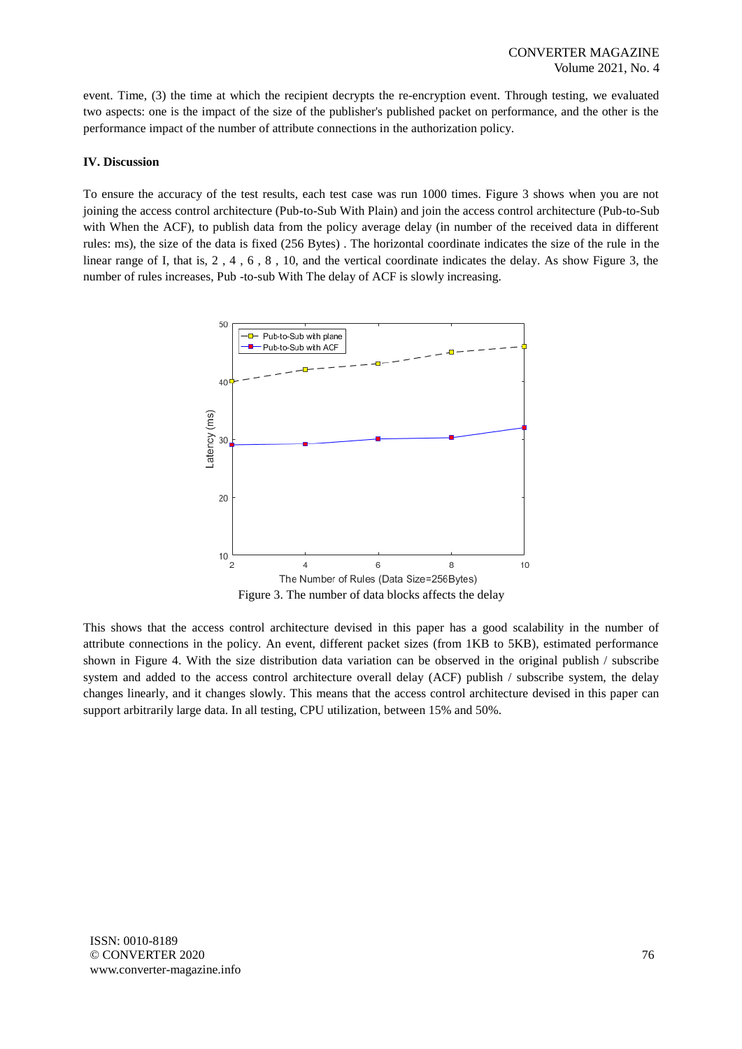event. Time, (3) the time at which the recipient decrypts the re-encryption event. Through testing, we evaluated two aspects: one is the impact of the size of the publisher's published packet on performance, and the other is the performance impact of the number of attribute connections in the authorization policy.

**IV. Discussion**

To ensure the accuracy of the test results, each test case was run 1000 times. Figure 3 shows when you are not joining the access control architecture (Pub-to-Sub With Plain) and join the access control architecture (Pub-to-Sub with When the ACF), to publish data from the policy average delay (in number of the received data in different rules: ms), the size of the data is fixed (256 Bytes) . The horizontal coordinate indicates the size of the rule in the linear range of I, that is, 2 , 4 , 6 , 8 , 10, and the vertical coordinate indicates the delay. As show Figure 3, the number of rules increases, Pub -to-sub With The delay of ACF is slowly increasing.

Figure 3. The number of data blocks affects the delay

This shows that the access control architecture devised in this paper has a good scalability in the number of attribute connections in the policy. An event, different packet sizes (from 1KB to 5KB), estimated performance shown in Figure 4. With the size distribution data variation can be observed in the original publish / subscribe system and added to the access control architecture overall delay (ACF) publish / subscribe system, the delay changes linearly, and it changes slowly. This means that the access control architecture devised in this paper can support arbitrarily large data. In all testing, CPU utilization, between 15% and 50%.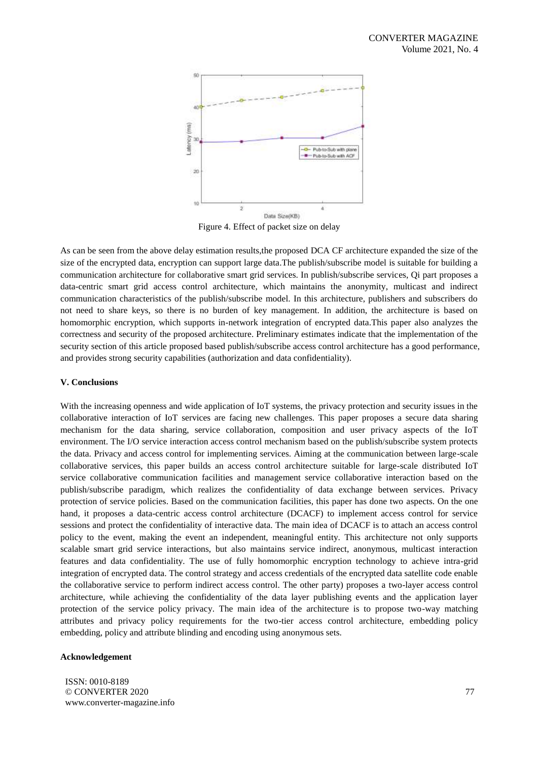Figure 4. Effect of packet size on delay

As can be seen from the above delay estimation results,the proposed DCA CF architecture expanded the size of the size of the encrypted data, encryption can support large data.The publish/subscribe model is suitable for building a communication architecture for collaborative smart grid services. In publish/subscribe services, Qi part proposes a data-centric smart grid access control architecture, which maintains the anonymity, multicast and indirect communication characteristics of the publish/subscribe model. In this architecture, publishers and subscribers do not need to share keys, so there is no burden of key management. In addition, the architecture is based on homomorphic encryption, which supports in-network integration of encrypted data.This paper also analyzes the correctness and security of the proposed architecture. Preliminary estimates indicate that the implementation of the security section of this article proposed based publish/subscribe access control architecture has a good performance, and provides strong security capabilities (authorization and data confidentiality).

### V. Conclusions

With the increasing openness and wide application of IoT systems, the privacy protection and security issues in the collaborative interaction of IoT services are facing new challenges. This paper proposes a secure data sharing mechanism for the data sharing, service collaboration, composition and user privacy aspects of the IoT environment. The I/O service interaction access control mechanism based on the publish/subscribe system protects the data. Privacy and access control for implementing services. Aiming at the communication between large-scale collaborative services, this paper builds an access control architecture suitable for large-scale distributed IoT service collaborative communication facilities and management service collaborative interaction based on the publish/subscribe paradigm, which realizes the confidentiality of data exchange between services. Privacy protection of service policies. Based on the communication facilities, this paper has done two aspects. On the one hand, it proposes a data-centric access control architecture (DCACF) to implement access control for service sessions and protect the confidentiality of interactive data. The main idea of DCACF is to attach an access control policy to the event, making the event an independent, meaningful entity. This architecture not only supports scalable smart grid service interactions, but also maintains service indirect, anonymous, multicast interaction features and data confidentiality. The use of fully homomorphic encryption technology to achieve intra-grid integration of encrypted data. The control strategy and access credentials of the encrypted data satellite code enable the collaborative service to perform indirect access control. The other party) proposes a two-layer access control architecture, while achieving the confidentiality of the data layer publishing events and the application layer protection of the service policy privacy. The main idea of the architecture is to propose two-way matching attributes and privacy policy requirements for the two-tier access control architecture, embedding policy embedding, policy and attribute blinding and encoding using anonymous sets.

### Acknowledgement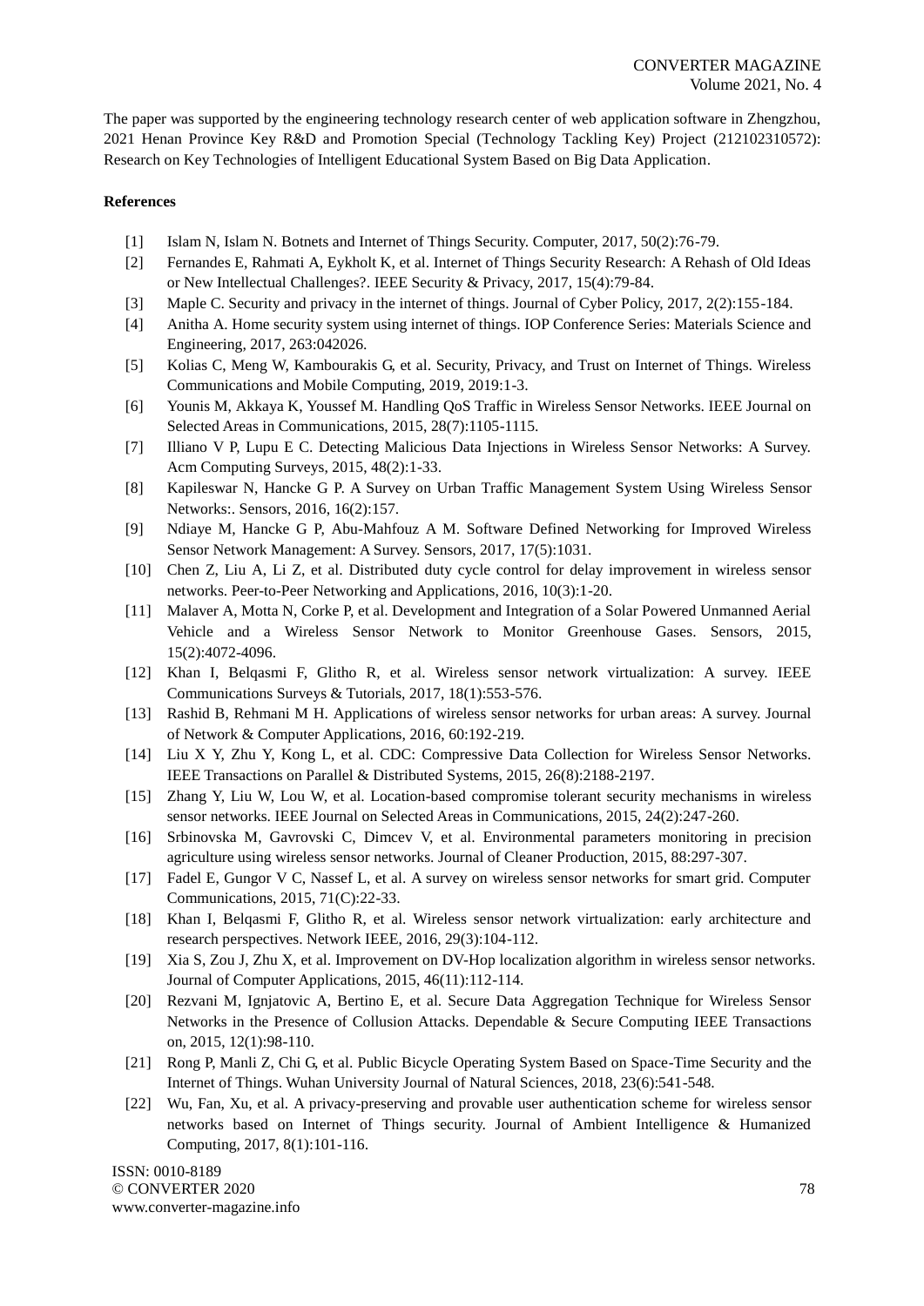The paper was supported by the engineering technology research center of web application software in Zhengzhou, 2021 Henan Province Key R&D and Promotion Special (Technology Tackling Key) Project (212102310572): Research on Key Technologies of Intelligent Educational System Based on Big Data Application.

**References**

[1] Islam N, Islam N. Botnets and Internet of Things Security. Computer, 2017, 50(2):76-79.

[2] Fernandes E, Rahmati A, Eykholt K, et al. Internet of Things Security Research: A Rehash of Old Ideas or New Intellectual Challenges?. IEEE Security & Privacy, 2017, 15(4):79-84.

[3] Maple C. Security and privacy in the internet of things. Journal of Cyber Policy, 2017, 2(2):155-184.

[4] Anitha A. Home security system using internet of things. IOP Conference Series: Materials Science and Engineering, 2017, 263:042026.

[5] Kolias C, Meng W, Kambourakis G, et al. Security, Privacy, and Trust on Internet of Things. Wireless Communications and Mobile Computing, 2019, 2019:1-3.

[6] Younis M, Akkaya K, Youssef M. Handling QoS Traffic in Wireless Sensor Networks. IEEE Journal on Selected Areas in Communications, 2015, 28(7):1105-1115.

[7] Illiano V P, Lupu E C. Detecting Malicious Data Injections in Wireless Sensor Networks: A Survey. Acm Computing Surveys, 2015, 48(2):1-33.

[8] Kapileswar N, Hancke G P. A Survey on Urban Traffic Management System Using Wireless Sensor Networks:. Sensors, 2016, 16(2):157.

[9] Ndiaye M, Hancke G P, Abu-Mahfouz A M. Software Defined Networking for Improved Wireless Sensor Network Management: A Survey. Sensors, 2017, 17(5):1031.

[10] Chen Z, Liu A, Li Z, et al. Distributed duty cycle control for delay improvement in wireless sensor networks. Peer-to-Peer Networking and Applications, 2016, 10(3):1-20.

[11] Malaver A, Motta N, Corke P, et al. Development and Integration of a Solar Powered Unmanned Aerial Vehicle and a Wireless Sensor Network to Monitor Greenhouse Gases. Sensors, 2015, 15(2):4072-4096.

[12] Khan I, Belqasmi F, Glitho R, et al. Wireless sensor network virtualization: A survey. IEEE Communications Surveys & Tutorials, 2017, 18(1):553-576.

[13] Rashid B, Rehmani M H. Applications of wireless sensor networks for urban areas: A survey. Journal of Network & Computer Applications, 2016, 60:192-219.

[14] Liu X Y, Zhu Y, Kong L, et al. CDC: Compressive Data Collection for Wireless Sensor Networks. IEEE Transactions on Parallel & Distributed Systems, 2015, 26(8):2188-2197.

[15] Zhang Y, Liu W, Lou W, et al. Location-based compromise tolerant security mechanisms in wireless sensor networks. IEEE Journal on Selected Areas in Communications, 2015, 24(2):247-260.

[16] Srbinovska M, Gavrovski C, Dimcev V, et al. Environmental parameters monitoring in precision agriculture using wireless sensor networks. Journal of Cleaner Production, 2015, 88:297-307.

[17] Fadel E, Gungor V C, Nassef L, et al. A survey on wireless sensor networks for smart grid. Computer Communications, 2015, 71(C):22-33.

[18] Khan I, Belqasmi F, Glitho R, et al. Wireless sensor network virtualization: early architecture and research perspectives. Network IEEE, 2016, 29(3):104-112.

[19] Xia S, Zou J, Zhu X, et al. Improvement on DV-Hop localization algorithm in wireless sensor networks. Journal of Computer Applications, 2015, 46(11):112-114.

[20] Rezvani M, Ignjatovic A, Bertino E, et al. Secure Data Aggregation Technique for Wireless Sensor Networks in the Presence of Collusion Attacks. Dependable & Secure Computing IEEE Transactions on, 2015, 12(1):98-110.

[21] Rong P, Manli Z, Chi G, et al. Public Bicycle Operating System Based on Space-Time Security and the Internet of Things. Wuhan University Journal of Natural Sciences, 2018, 23(6):541-548.

[22] Wu, Fan, Xu, et al. A privacy-preserving and provable user authentication scheme for wireless sensor networks based on Internet of Things security. Journal of Ambient Intelligence & Humanized Computing, 2017, 8(1):101-116.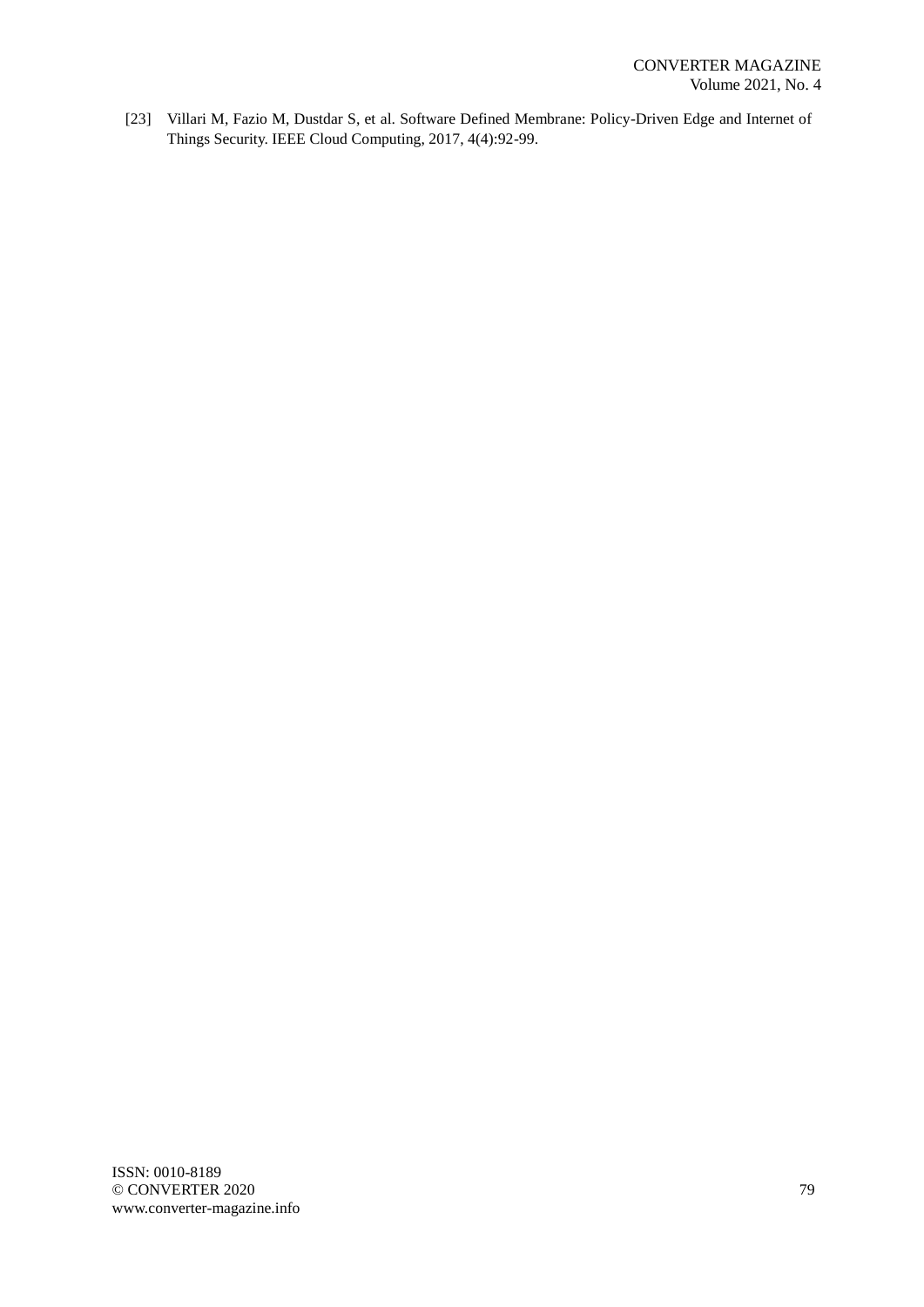[23] Villari M, Fazio M, Dustdar S, et al. Software Defined Membrane: Policy-Driven Edge and Internet of Things Security. IEEE Cloud Computing, 2017, 4(4):92-99.